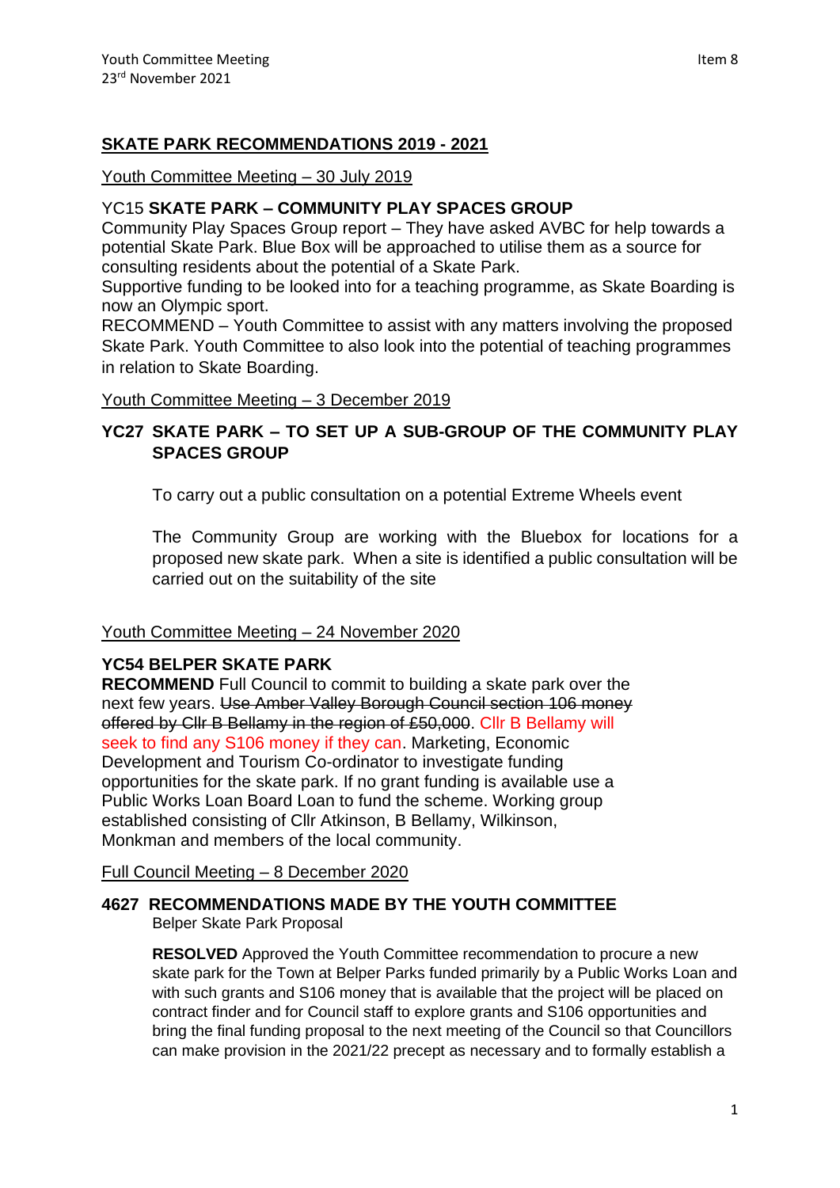## SKATE PARK RECOMMENDATIONS 2019 - 2021

Youth Committee Meeting – 30 July 2019

YC15 **SKATE PARK – COMMUNITY PLAY SPACES GROUP**

Community Play Spaces Group report – They have asked AVBC for help towards a potential Skate Park. Blue Box will be approached to utilise them as a source for consulting residents about the potential of a Skate Park.

Supportive funding to be looked into for a teaching programme, as Skate Boarding is now an Olympic sport.

RECOMMEND – Youth Committee to assist with any matters involving the proposed Skate Park. Youth Committee to also look into the potential of teaching programmes in relation to Skate Boarding.

Youth Committee Meeting – 3 December 2019

**YC27 SKATE PARK – TO SET UP A SUB-GROUP OF THE COMMUNITY PLAY SPACES GROUP**

To carry out a public consultation on a potential Extreme Wheels event

The Community Group are working with the Bluebox for locations for a proposed new skate park. When a site is identified a public consultation will be carried out on the suitability of the site

Youth Committee Meeting – 24 November 2020

**YC54 BELPER SKATE PARK**

**RECOMMEND** Full Council to commit to building a skate park over the next few years. ~~Use Amber Valley Borough Council section 106 money offered by Cllr B Bellamy in the region of £50,000~~. Cllr B Bellamy will seek to find any S106 money if they can. Marketing, Economic Development and Tourism Co-ordinator to investigate funding opportunities for the skate park. If no grant funding is available use a Public Works Loan Board Loan to fund the scheme. Working group established consisting of Cllr Atkinson, B Bellamy, Wilkinson, Monkman and members of the local community.

Full Council Meeting – 8 December 2020

**4627 RECOMMENDATIONS MADE BY THE YOUTH COMMITTEE**

Belper Skate Park Proposal

**RESOLVED** Approved the Youth Committee recommendation to procure a new skate park for the Town at Belper Parks funded primarily by a Public Works Loan and with such grants and S106 money that is available that the project will be placed on contract finder and for Council staff to explore grants and S106 opportunities and bring the final funding proposal to the next meeting of the Council so that Councillors can make provision in the 2021/22 precept as necessary and to formally establish a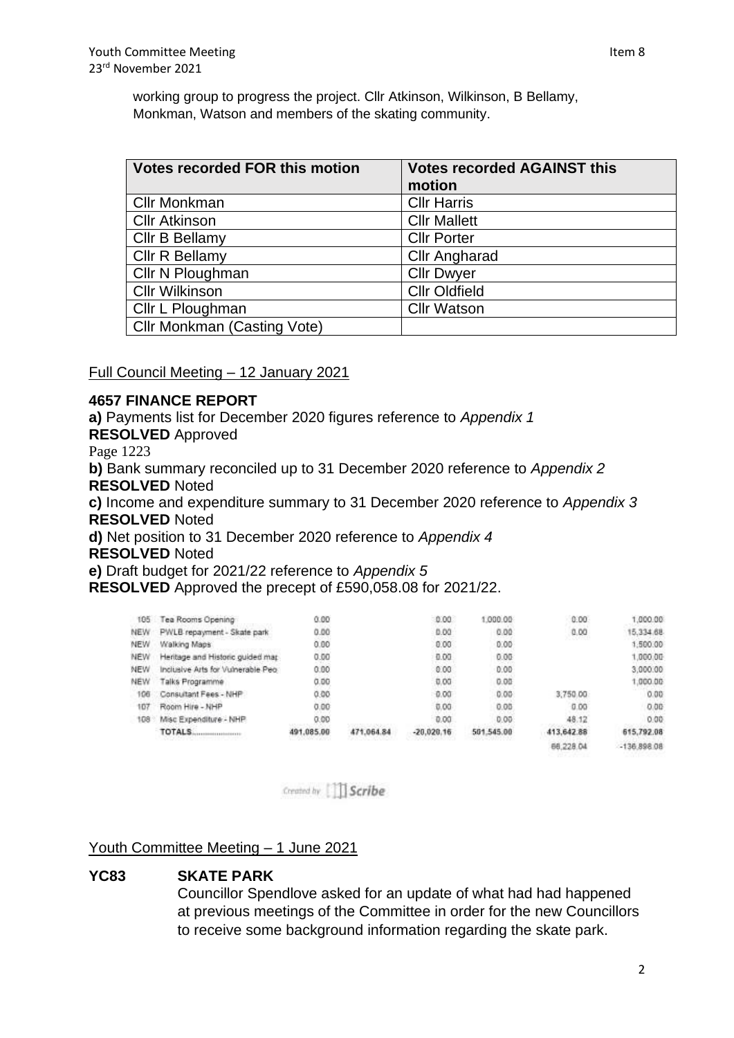working group to progress the project. Cllr Atkinson, Wilkinson, B Bellamy, Monkman, Watson and members of the skating community.

| Votes recorded FOR this motion | Votes recorded AGAINST this motion |
|---|---|
| Cllr Monkman | Cllr Harris |
| Cllr Atkinson | Cllr Mallett |
| Cllr B Bellamy | Cllr Porter |
| Cllr R Bellamy | Cllr Angharad |
| Cllr N Ploughman | Cllr Dwyer |
| Cllr Wilkinson | Cllr Oldfield |
| Cllr L Ploughman | Cllr Watson |
| Cllr Monkman (Casting Vote) | |

Full Council Meeting – 12 January 2021

**4657 FINANCE REPORT**

**a)** Payments list for December 2020 figures reference to *Appendix 1*
**RESOLVED** Approved

Page 1223

**b)** Bank summary reconciled up to 31 December 2020 reference to *Appendix 2*
**RESOLVED** Noted

**c)** Income and expenditure summary to 31 December 2020 reference to *Appendix 3*
**RESOLVED** Noted

**d)** Net position to 31 December 2020 reference to *Appendix 4*
**RESOLVED** Noted

**e)** Draft budget for 2021/22 reference to *Appendix 5*
**RESOLVED** Approved the precept of £590,058.08 for 2021/22.

| | | | | | | | |
|---|---|---|---|---|---|---|---|
| 105 | Tea Rooms Opening | 0.00 | | 0.00 | 1,000.00 | 0.00 | 1,000.00 |
| NEW | PWLB repayment - Skate park | 0.00 | | 0.00 | 0.00 | 0.00 | 15,334.68 |
| NEW | Walking Maps | 0.00 | | 0.00 | 0.00 | | 1,500.00 |
| NEW | Heritage and Historic guided map | 0.00 | | 0.00 | 0.00 | | 1,000.00 |
| NEW | Inclusive Arts for Vulnerable Peo | 0.00 | | 0.00 | 0.00 | | 3,000.00 |
| NEW | Talks Programme | 0.00 | | 0.00 | 0.00 | | 1,000.00 |
| 106 | Consultant Fees - NHP | 0.00 | | 0.00 | 0.00 | 3,750.00 | 0.00 |
| 107 | Room Hire - NHP | 0.00 | | 0.00 | 0.00 | 0.00 | 0.00 |
| 108 | Misc Expenditure - NHP | 0.00 | | 0.00 | 0.00 | 48.12 | 0.00 |
| | TOTALS...................... | 491,085.00 | 471,064.84 | -20,020.16 | 501,545.00 | 413,642.88 | 615,792.08 |
| | | | | | | 86,228.04 | -136,898.08 |

Created by Scribe

Youth Committee Meeting – 1 June 2021

**YC83 SKATE PARK**

Councillor Spendlove asked for an update of what had had happened at previous meetings of the Committee in order for the new Councillors to receive some background information regarding the skate park.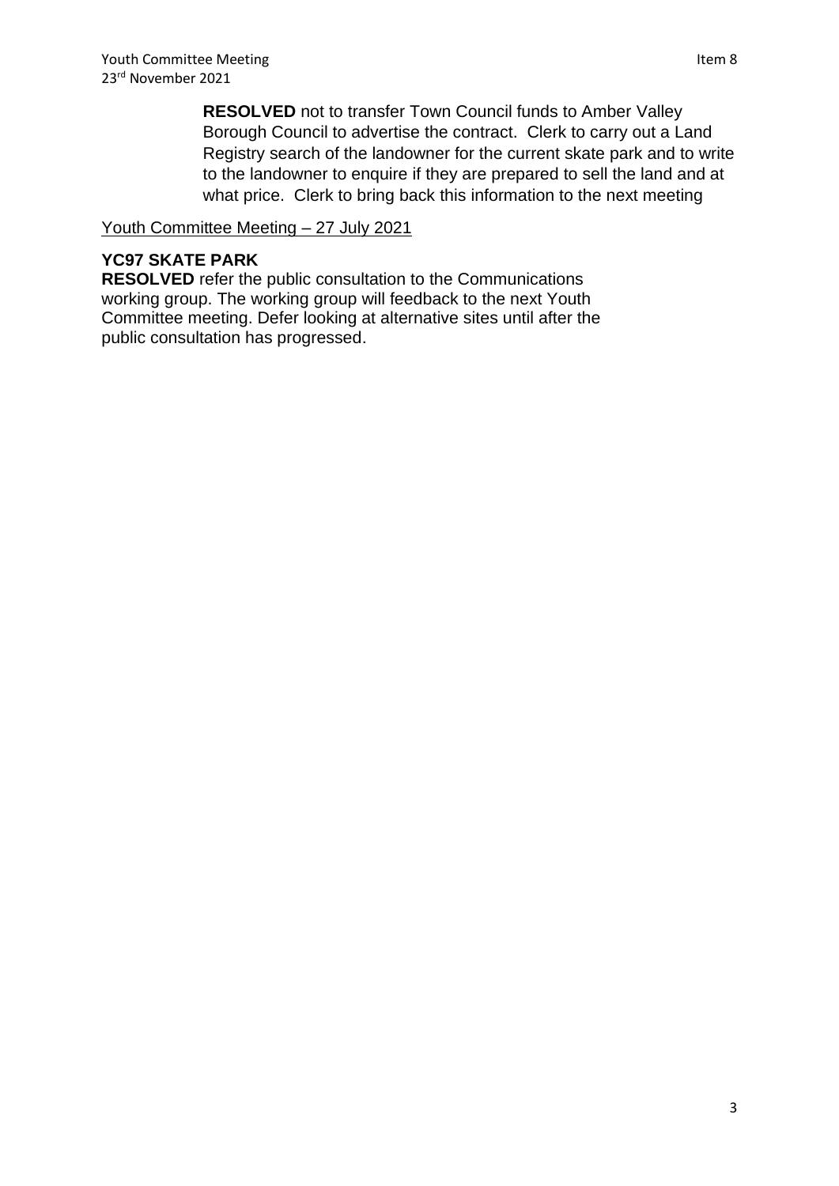**RESOLVED** not to transfer Town Council funds to Amber Valley Borough Council to advertise the contract. Clerk to carry out a Land Registry search of the landowner for the current skate park and to write to the landowner to enquire if they are prepared to sell the land and at what price. Clerk to bring back this information to the next meeting

Youth Committee Meeting – 27 July 2021

**YC97 SKATE PARK**

**RESOLVED** refer the public consultation to the Communications working group. The working group will feedback to the next Youth Committee meeting. Defer looking at alternative sites until after the public consultation has progressed.